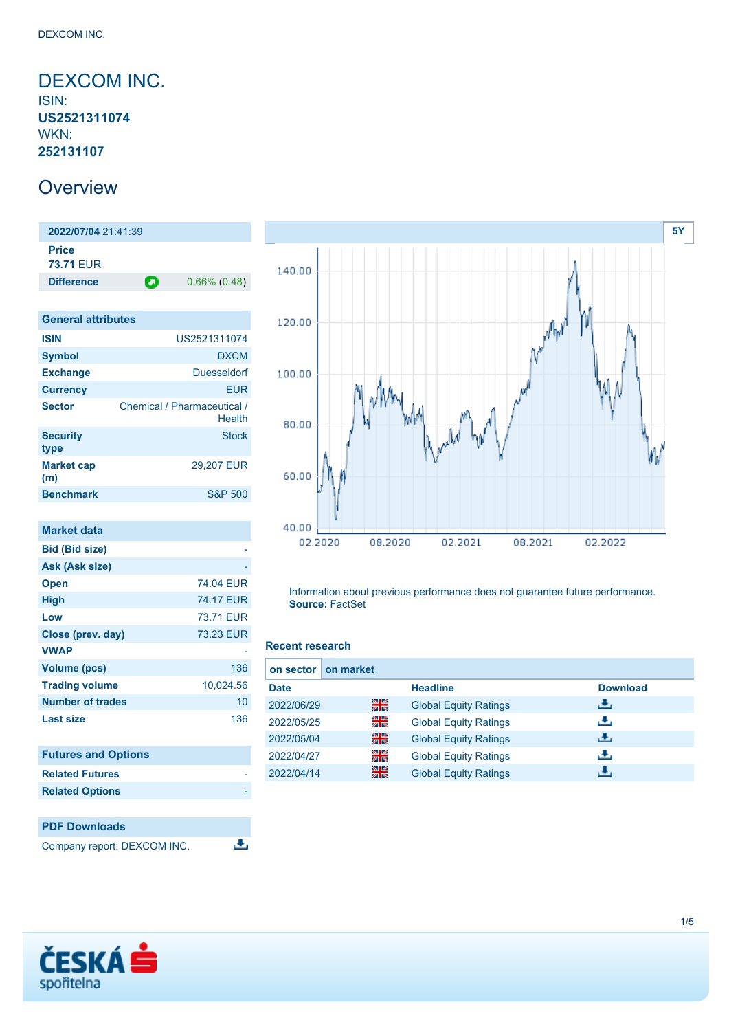# DEXCOM INC.

ISIN:
**US2521311074**
WKN:
**252131107**

## Overview

| 2022/07/04 21:41:39 | |
|---|---|
| **Price** | |
| **73.71** EUR | |
| **Difference** | 0.66% (0.48) |

| General attributes | |
|---|---|
| **ISIN** | US2521311074 |
| **Symbol** | DXCM |
| **Exchange** | Duesseldorf |
| **Currency** | EUR |
| **Sector** | Chemical / Pharmaceutical / Health |
| **Security type** | Stock |
| **Market cap (m)** | 29,207 EUR |
| **Benchmark** | S&P 500 |

| Market data | |
|---|---|
| **Bid (Bid size)** | - |
| **Ask (Ask size)** | - |
| **Open** | 74.04 EUR |
| **High** | 74.17 EUR |
| **Low** | 73.71 EUR |
| **Close (prev. day)** | 73.23 EUR |
| **VWAP** | - |
| **Volume (pcs)** | 136 |
| **Trading volume** | 10,024.56 |
| **Number of trades** | 10 |
| **Last size** | 136 |

| Futures and Options | |
|---|---|
| **Related Futures** | - |
| **Related Options** | - |

| PDF Downloads |
|---|
| Company report: DEXCOM INC. |

5Y

Information about previous performance does not guarantee future performance.
**Source:** FactSet

### Recent research

on sector | on market

| Date | | Headline | Download |
|---|---|---|---|
| 2022/06/29 | | Global Equity Ratings | |
| 2022/05/25 | | Global Equity Ratings | |
| 2022/05/04 | | Global Equity Ratings | |
| 2022/04/27 | | Global Equity Ratings | |
| 2022/04/14 | | Global Equity Ratings | |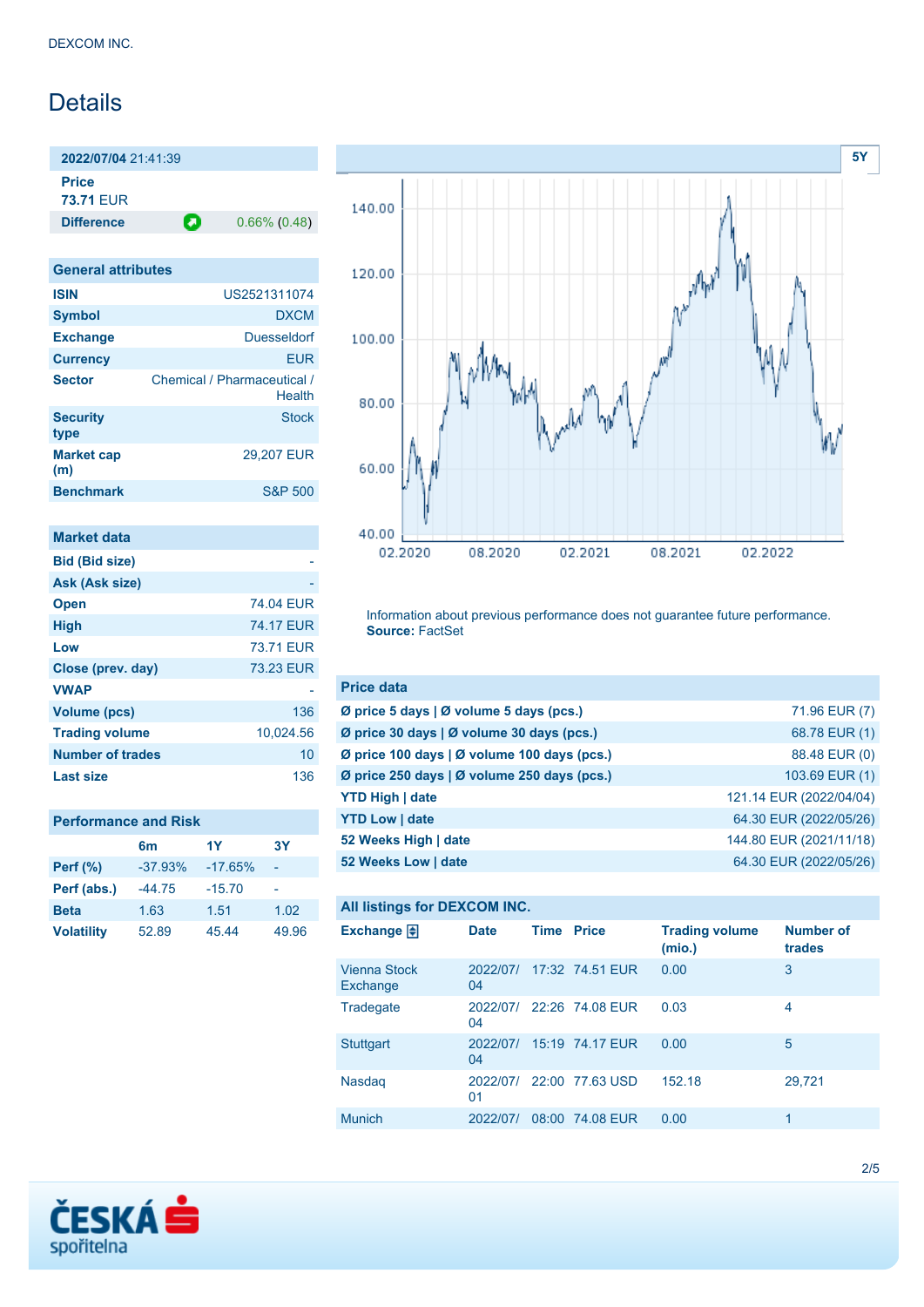DEXCOM INC.

# Details

| 2022/07/04 21:41:39 | |
|---|---|
| **Price** | |
| **73.71** EUR | |
| **Difference** | 0.66% (0.48) |

## General attributes

| | |
|---|---|
| **ISIN** | US2521311074 |
| **Symbol** | DXCM |
| **Exchange** | Duesseldorf |
| **Currency** | EUR |
| **Sector** | Chemical / Pharmaceutical / Health |
| **Security type** | Stock |
| **Market cap (m)** | 29,207 EUR |
| **Benchmark** | S&P 500 |

## Market data

| | |
|---|---|
| **Bid (Bid size)** | - |
| **Ask (Ask size)** | - |
| **Open** | 74.04 EUR |
| **High** | 74.17 EUR |
| **Low** | 73.71 EUR |
| **Close (prev. day)** | 73.23 EUR |
| **VWAP** | - |
| **Volume (pcs)** | 136 |
| **Trading volume** | 10,024.56 |
| **Number of trades** | 10 |
| **Last size** | 136 |

## Performance and Risk

| | 6m | 1Y | 3Y |
|---|---|---|---|
| **Perf (%)** | -37.93% | -17.65% | - |
| **Perf (abs.)** | -44.75 | -15.70 | - |
| **Beta** | 1.63 | 1.51 | 1.02 |
| **Volatility** | 52.89 | 45.44 | 49.96 |

Information about previous performance does not guarantee future performance.
**Source:** FactSet

## Price data

| | |
|---|---|
| **Ø price 5 days \| Ø volume 5 days (pcs.)** | 71.96 EUR (7) |
| **Ø price 30 days \| Ø volume 30 days (pcs.)** | 68.78 EUR (1) |
| **Ø price 100 days \| Ø volume 100 days (pcs.)** | 88.48 EUR (0) |
| **Ø price 250 days \| Ø volume 250 days (pcs.)** | 103.69 EUR (1) |
| **YTD High \| date** | 121.14 EUR (2022/04/04) |
| **YTD Low \| date** | 64.30 EUR (2022/05/26) |
| **52 Weeks High \| date** | 144.80 EUR (2021/11/18) |
| **52 Weeks Low \| date** | 64.30 EUR (2022/05/26) |

## All listings for DEXCOM INC.

| Exchange | Date | Time | Price | Trading volume (mio.) | Number of trades |
|---|---|---|---|---|---|
| Vienna Stock Exchange | 2022/07/04 | 17:32 | 74.51 EUR | 0.00 | 3 |
| Tradegate | 2022/07/04 | 22:26 | 74.08 EUR | 0.03 | 4 |
| Stuttgart | 2022/07/04 | 15:19 | 74.17 EUR | 0.00 | 5 |
| Nasdaq | 2022/07/01 | 22:00 | 77.63 USD | 152.18 | 29,721 |
| Munich | 2022/07/ | 08:00 | 74.08 EUR | 0.00 | 1 |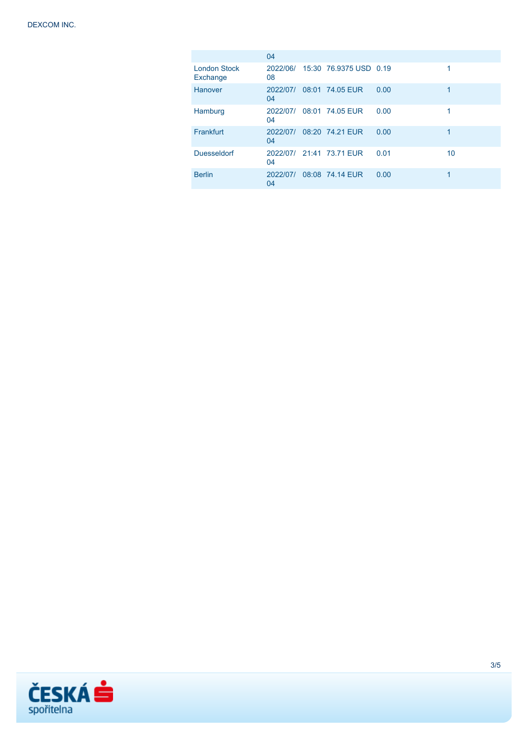| | | | | | |
|---|---|---|---|---|---|
| | 04 | | | | |
| London Stock Exchange | 2022/06/08 | 15:30 | 76.9375 USD | 0.19 | 1 |
| Hanover | 2022/07/04 | 08:01 | 74.05 EUR | 0.00 | 1 |
| Hamburg | 2022/07/04 | 08:01 | 74.05 EUR | 0.00 | 1 |
| Frankfurt | 2022/07/04 | 08:20 | 74.21 EUR | 0.00 | 1 |
| Duesseldorf | 2022/07/04 | 21:41 | 73.71 EUR | 0.01 | 10 |
| Berlin | 2022/07/04 | 08:08 | 74.14 EUR | 0.00 | 1 |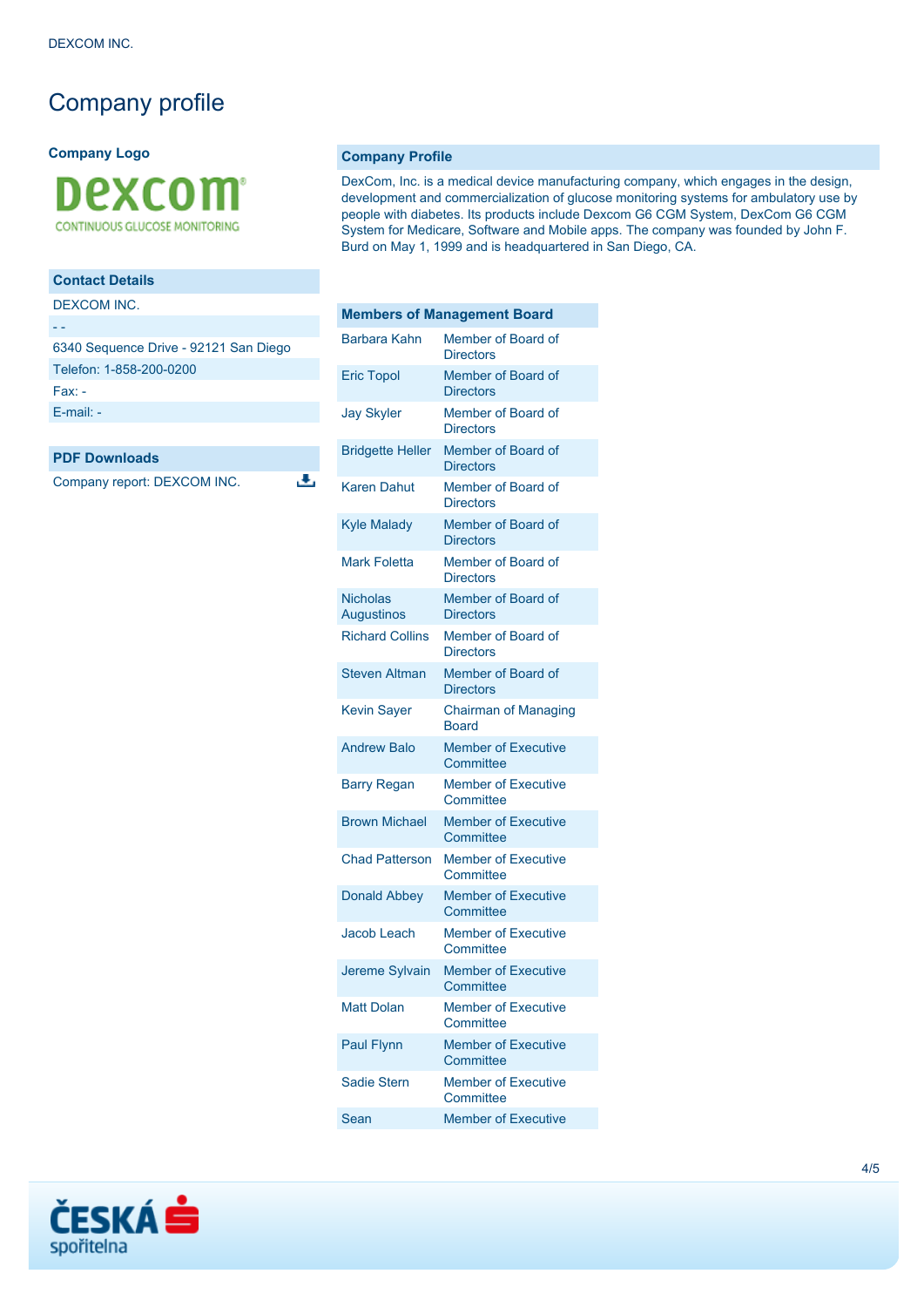# Company profile

**Company Logo**

## Company Profile

DexCom, Inc. is a medical device manufacturing company, which engages in the design, development and commercialization of glucose monitoring systems for ambulatory use by people with diabetes. Its products include Dexcom G6 CGM System, DexCom G6 CGM System for Medicare, Software and Mobile apps. The company was founded by John F. Burd on May 1, 1999 and is headquartered in San Diego, CA.

## Contact Details

| |
|---|
| DEXCOM INC. |
| - - |
| 6340 Sequence Drive - 92121 San Diego |
| Telefon: 1-858-200-0200 |
| Fax: - |
| E-mail: - |

## PDF Downloads

Company report: DEXCOM INC.

## Members of Management Board

| Name | Position |
|---|---|
| Barbara Kahn | Member of Board of Directors |
| Eric Topol | Member of Board of Directors |
| Jay Skyler | Member of Board of Directors |
| Bridgette Heller | Member of Board of Directors |
| Karen Dahut | Member of Board of Directors |
| Kyle Malady | Member of Board of Directors |
| Mark Foletta | Member of Board of Directors |
| Nicholas Augustinos | Member of Board of Directors |
| Richard Collins | Member of Board of Directors |
| Steven Altman | Member of Board of Directors |
| Kevin Sayer | Chairman of Managing Board |
| Andrew Balo | Member of Executive Committee |
| Barry Regan | Member of Executive Committee |
| Brown Michael | Member of Executive Committee |
| Chad Patterson | Member of Executive Committee |
| Donald Abbey | Member of Executive Committee |
| Jacob Leach | Member of Executive Committee |
| Jereme Sylvain | Member of Executive Committee |
| Matt Dolan | Member of Executive Committee |
| Paul Flynn | Member of Executive Committee |
| Sadie Stern | Member of Executive Committee |
| Sean | Member of Executive |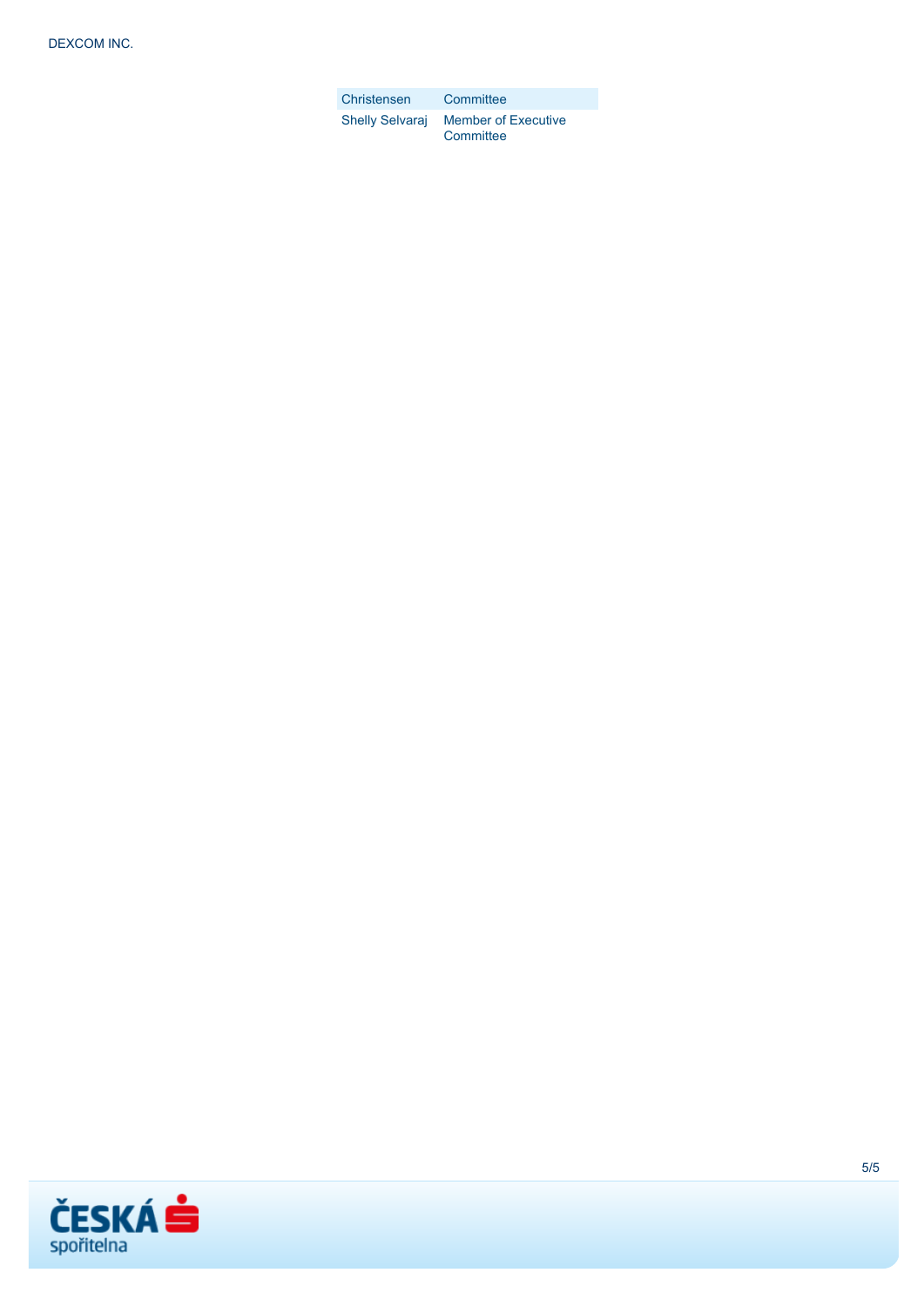| | |
|---|---|
| Christensen | Committee |
| Shelly Selvaraj | Member of Executive Committee |